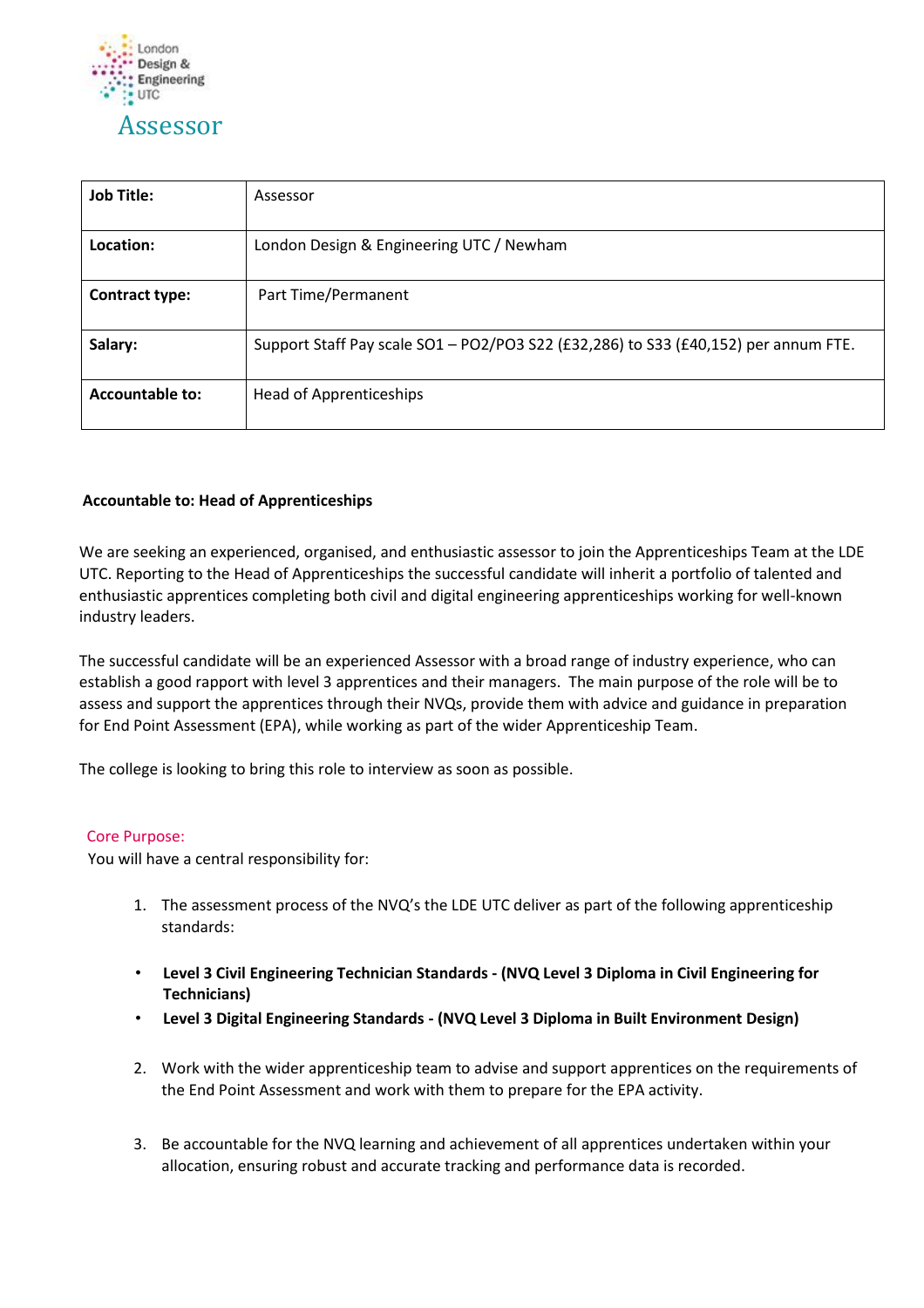London Design & Engineering UTC

# Assessor

| Job Title: | Assessor |
|---|---|
| Location: | London Design & Engineering UTC / Newham |
| Contract type: | Part Time/Permanent |
| Salary: | Support Staff Pay scale SO1 – PO2/PO3 S22 (£32,286) to S33 (£40,152) per annum FTE. |
| Accountable to: | Head of Apprenticeships |

**Accountable to: Head of Apprenticeships**

We are seeking an experienced, organised, and enthusiastic assessor to join the Apprenticeships Team at the LDE UTC. Reporting to the Head of Apprenticeships the successful candidate will inherit a portfolio of talented and enthusiastic apprentices completing both civil and digital engineering apprenticeships working for well-known industry leaders.

The successful candidate will be an experienced Assessor with a broad range of industry experience, who can establish a good rapport with level 3 apprentices and their managers. The main purpose of the role will be to assess and support the apprentices through their NVQs, provide them with advice and guidance in preparation for End Point Assessment (EPA), while working as part of the wider Apprenticeship Team.

The college is looking to bring this role to interview as soon as possible.

## Core Purpose:

You will have a central responsibility for:

1. The assessment process of the NVQ's the LDE UTC deliver as part of the following apprenticeship standards:

- **Level 3 Civil Engineering Technician Standards - (NVQ Level 3 Diploma in Civil Engineering for Technicians)**
- **Level 3 Digital Engineering Standards - (NVQ Level 3 Diploma in Built Environment Design)**

2. Work with the wider apprenticeship team to advise and support apprentices on the requirements of the End Point Assessment and work with them to prepare for the EPA activity.

3. Be accountable for the NVQ learning and achievement of all apprentices undertaken within your allocation, ensuring robust and accurate tracking and performance data is recorded.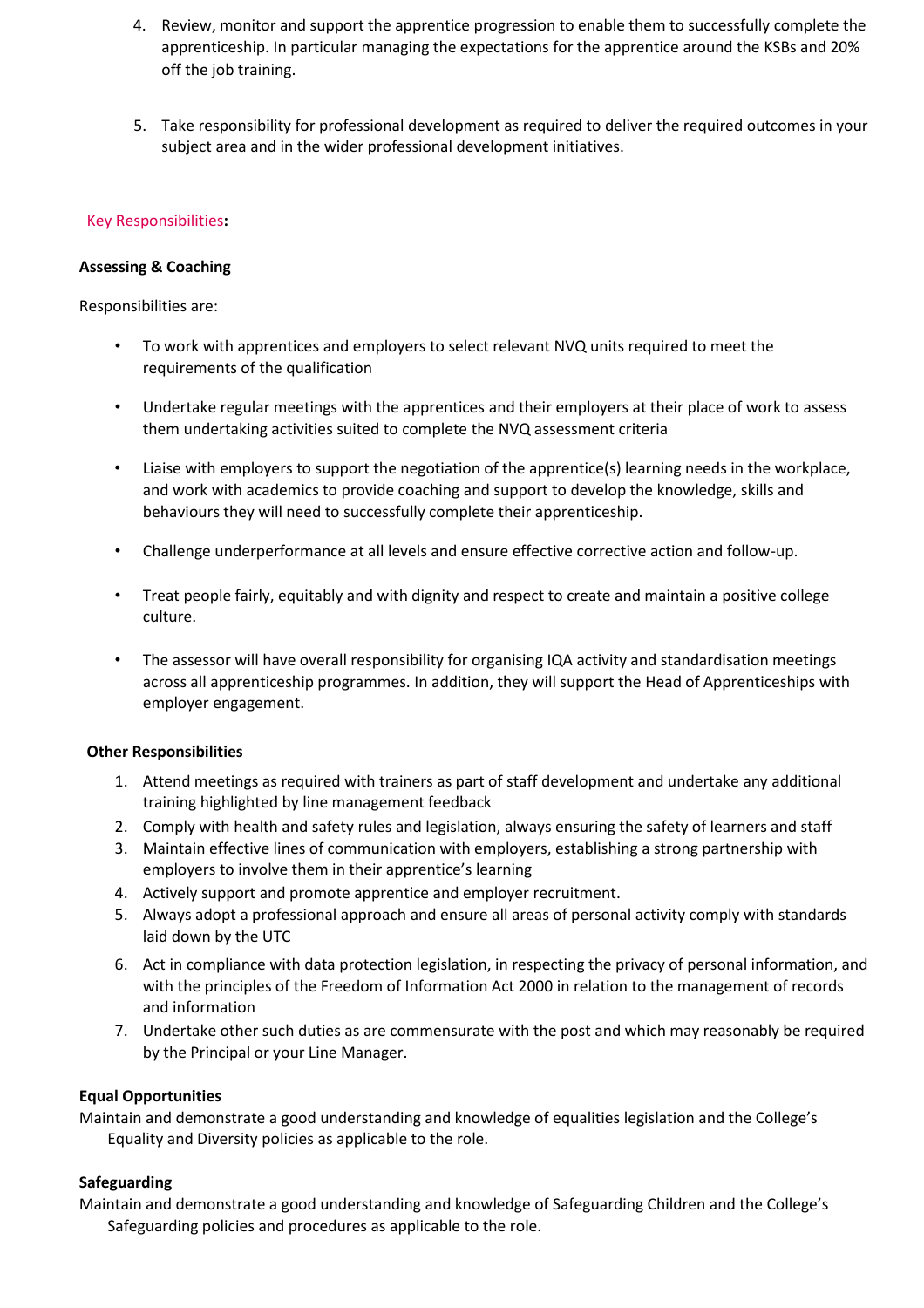4. Review, monitor and support the apprentice progression to enable them to successfully complete the apprenticeship. In particular managing the expectations for the apprentice around the KSBs and 20% off the job training.

5. Take responsibility for professional development as required to deliver the required outcomes in your subject area and in the wider professional development initiatives.

## Key Responsibilities:

**Assessing & Coaching**

Responsibilities are:

- To work with apprentices and employers to select relevant NVQ units required to meet the requirements of the qualification
- Undertake regular meetings with the apprentices and their employers at their place of work to assess them undertaking activities suited to complete the NVQ assessment criteria
- Liaise with employers to support the negotiation of the apprentice(s) learning needs in the workplace, and work with academics to provide coaching and support to develop the knowledge, skills and behaviours they will need to successfully complete their apprenticeship.
- Challenge underperformance at all levels and ensure effective corrective action and follow-up.
- Treat people fairly, equitably and with dignity and respect to create and maintain a positive college culture.
- The assessor will have overall responsibility for organising IQA activity and standardisation meetings across all apprenticeship programmes. In addition, they will support the Head of Apprenticeships with employer engagement.

**Other Responsibilities**

1. Attend meetings as required with trainers as part of staff development and undertake any additional training highlighted by line management feedback
2. Comply with health and safety rules and legislation, always ensuring the safety of learners and staff
3. Maintain effective lines of communication with employers, establishing a strong partnership with employers to involve them in their apprentice's learning
4. Actively support and promote apprentice and employer recruitment.
5. Always adopt a professional approach and ensure all areas of personal activity comply with standards laid down by the UTC
6. Act in compliance with data protection legislation, in respecting the privacy of personal information, and with the principles of the Freedom of Information Act 2000 in relation to the management of records and information
7. Undertake other such duties as are commensurate with the post and which may reasonably be required by the Principal or your Line Manager.

**Equal Opportunities**

Maintain and demonstrate a good understanding and knowledge of equalities legislation and the College's Equality and Diversity policies as applicable to the role.

**Safeguarding**

Maintain and demonstrate a good understanding and knowledge of Safeguarding Children and the College's Safeguarding policies and procedures as applicable to the role.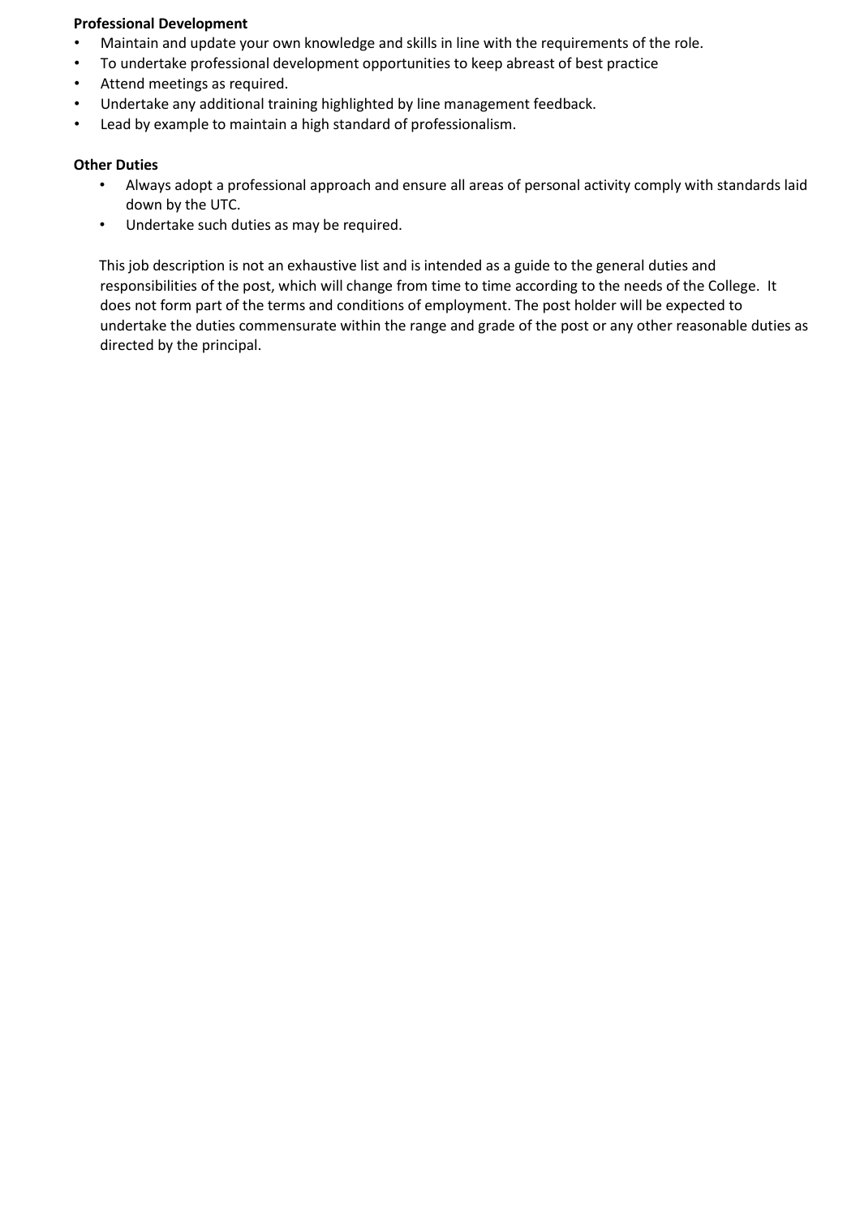**Professional Development**

- Maintain and update your own knowledge and skills in line with the requirements of the role.
- To undertake professional development opportunities to keep abreast of best practice
- Attend meetings as required.
- Undertake any additional training highlighted by line management feedback.
- Lead by example to maintain a high standard of professionalism.

**Other Duties**

- Always adopt a professional approach and ensure all areas of personal activity comply with standards laid down by the UTC.
- Undertake such duties as may be required.

This job description is not an exhaustive list and is intended as a guide to the general duties and responsibilities of the post, which will change from time to time according to the needs of the College. It does not form part of the terms and conditions of employment. The post holder will be expected to undertake the duties commensurate within the range and grade of the post or any other reasonable duties as directed by the principal.